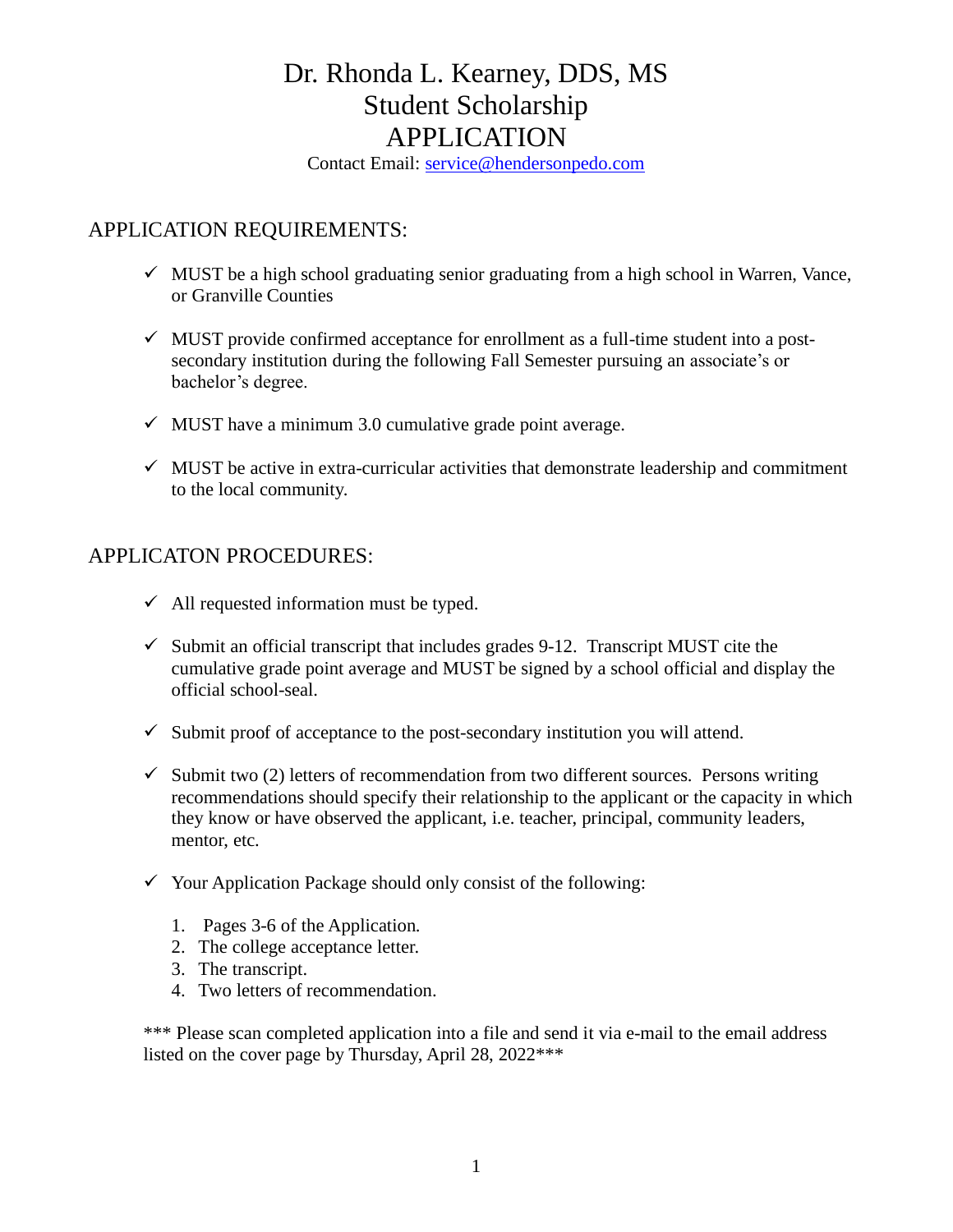# Dr. Rhonda L. Kearney, DDS, MS
# Student Scholarship
# APPLICATION

Contact Email: service@hendersonpedo.com

## APPLICATION REQUIREMENTS:

- ✓ MUST be a high school graduating senior graduating from a high school in Warren, Vance, or Granville Counties
- ✓ MUST provide confirmed acceptance for enrollment as a full-time student into a post-secondary institution during the following Fall Semester pursuing an associate's or bachelor's degree.
- ✓ MUST have a minimum 3.0 cumulative grade point average.
- ✓ MUST be active in extra-curricular activities that demonstrate leadership and commitment to the local community.

## APPLICATON PROCEDURES:

- ✓ All requested information must be typed.
- ✓ Submit an official transcript that includes grades 9-12. Transcript MUST cite the cumulative grade point average and MUST be signed by a school official and display the official school-seal.
- ✓ Submit proof of acceptance to the post-secondary institution you will attend.
- ✓ Submit two (2) letters of recommendation from two different sources. Persons writing recommendations should specify their relationship to the applicant or the capacity in which they know or have observed the applicant, i.e. teacher, principal, community leaders, mentor, etc.
- ✓ Your Application Package should only consist of the following:
  1. Pages 3-6 of the Application.
  2. The college acceptance letter.
  3. The transcript.
  4. Two letters of recommendation.

*** Please scan completed application into a file and send it via e-mail to the email address listed on the cover page by Thursday, April 28, 2022***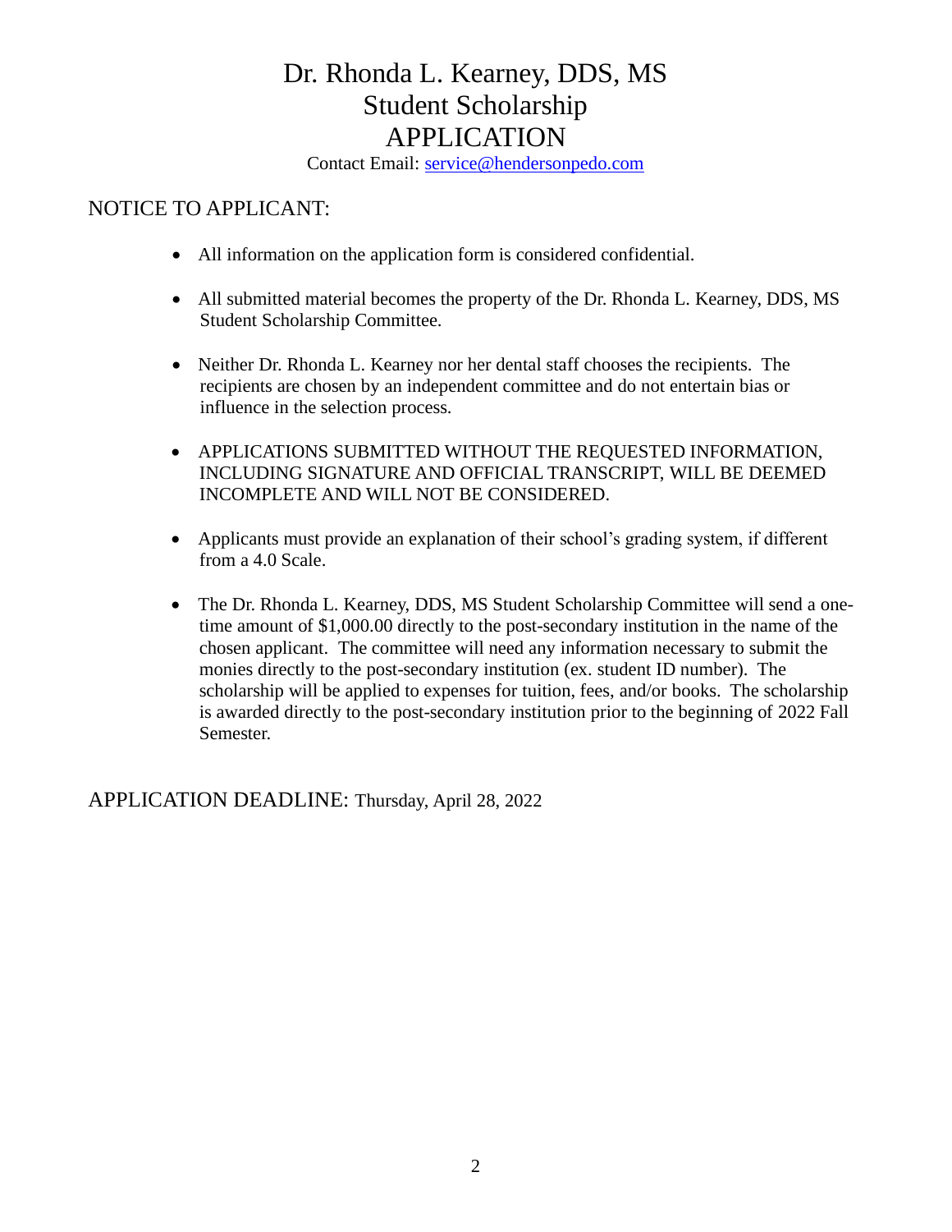# Dr. Rhonda L. Kearney, DDS, MS
# Student Scholarship
# APPLICATION

Contact Email: service@hendersonpedo.com

## NOTICE TO APPLICANT:

- All information on the application form is considered confidential.
- All submitted material becomes the property of the Dr. Rhonda L. Kearney, DDS, MS Student Scholarship Committee.
- Neither Dr. Rhonda L. Kearney nor her dental staff chooses the recipients. The recipients are chosen by an independent committee and do not entertain bias or influence in the selection process.
- APPLICATIONS SUBMITTED WITHOUT THE REQUESTED INFORMATION, INCLUDING SIGNATURE AND OFFICIAL TRANSCRIPT, WILL BE DEEMED INCOMPLETE AND WILL NOT BE CONSIDERED.
- Applicants must provide an explanation of their school's grading system, if different from a 4.0 Scale.
- The Dr. Rhonda L. Kearney, DDS, MS Student Scholarship Committee will send a one-time amount of $1,000.00 directly to the post-secondary institution in the name of the chosen applicant. The committee will need any information necessary to submit the monies directly to the post-secondary institution (ex. student ID number). The scholarship will be applied to expenses for tuition, fees, and/or books. The scholarship is awarded directly to the post-secondary institution prior to the beginning of 2022 Fall Semester.

## APPLICATION DEADLINE: Thursday, April 28, 2022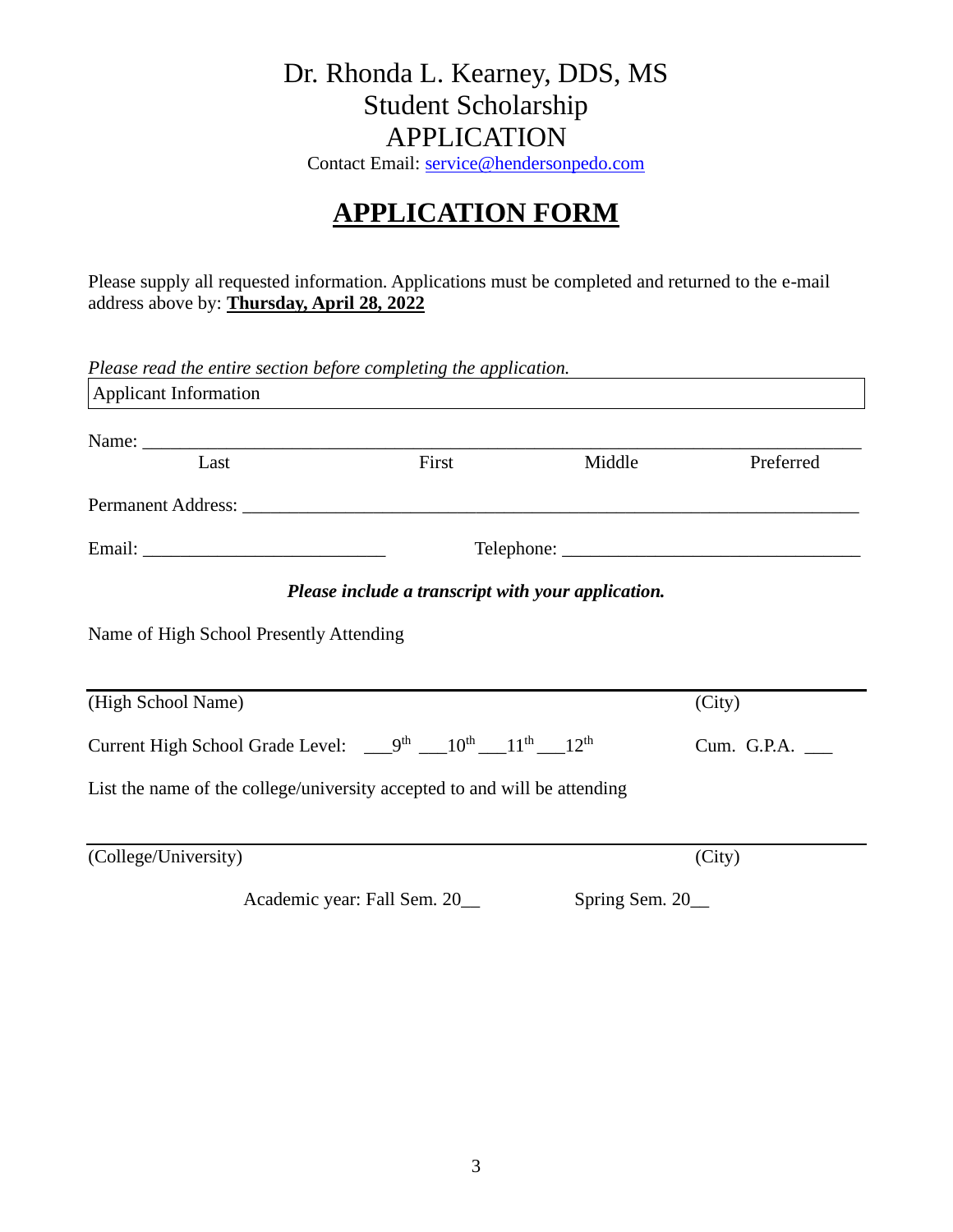# Dr. Rhonda L. Kearney, DDS, MS
# Student Scholarship
# APPLICATION

Contact Email: service@hendersonpedo.com

## **APPLICATION FORM**

Please supply all requested information. Applications must be completed and returned to the e-mail address above by: **Thursday, April 28, 2022**

*Please read the entire section before completing the application.*

Applicant Information

Name: ______________________________________________________________________

Last First Middle Preferred

Permanent Address: ____________________________________________________________

Email: __________________________ Telephone: ______________________________

***Please include a transcript with your application.***

Name of High School Presently Attending

______________________________________________________________________

(High School Name) (City)

Current High School Grade Level: ___9th ___10th ___11th ___12th Cum. G.P.A. ___

List the name of the college/university accepted to and will be attending

______________________________________________________________________

(College/University) (City)

Academic year: Fall Sem. 20__ Spring Sem. 20__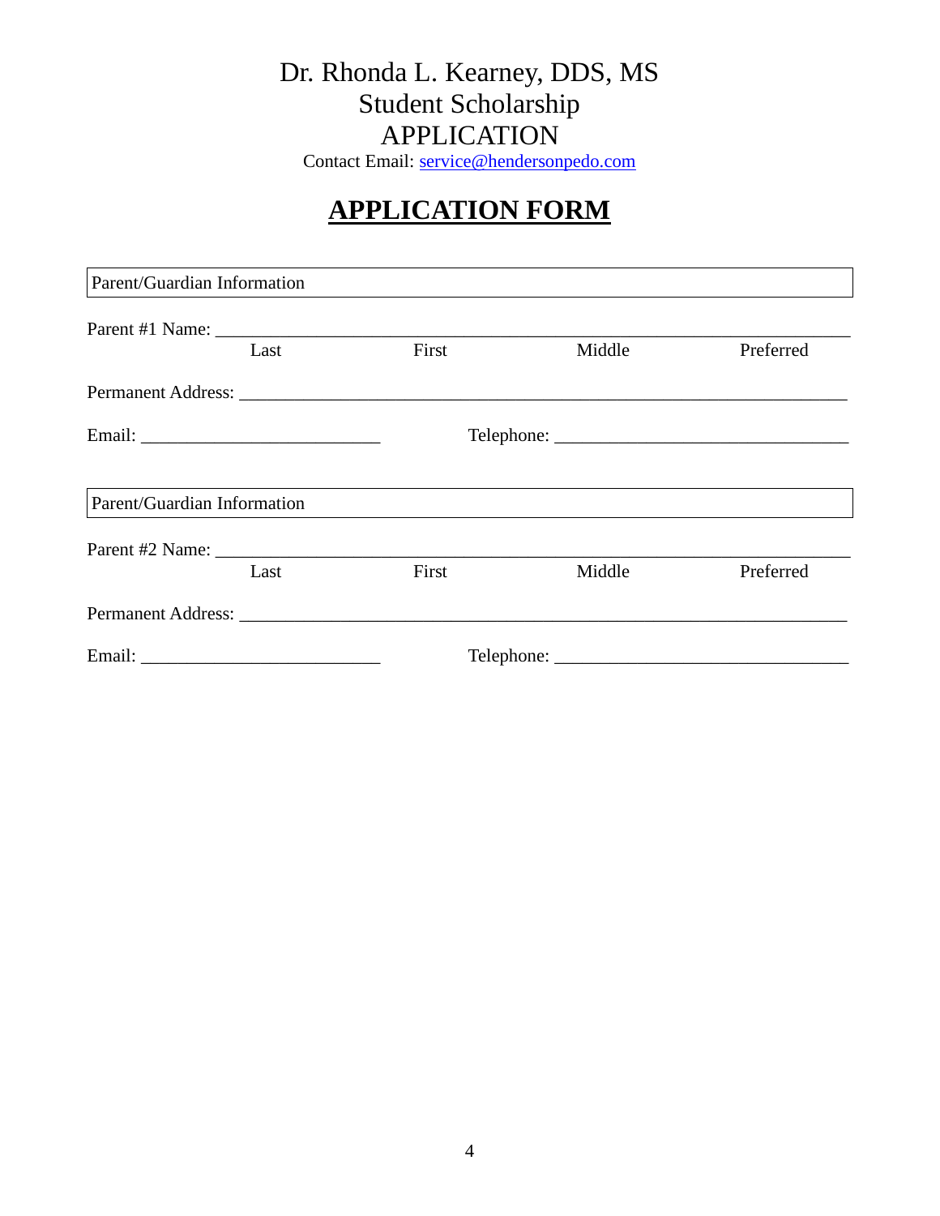# Dr. Rhonda L. Kearney, DDS, MS
# Student Scholarship
# APPLICATION

Contact Email: service@hendersonpedo.com

## **APPLICATION FORM**

| Parent/Guardian Information |
|---|

Parent #1 Name: ______________________________________________________________________

Last          First          Middle          Preferred

Permanent Address: _______________________________________________________________

Email: __________________________          Telephone: ________________________________

| Parent/Guardian Information |
|---|

Parent #2 Name: ______________________________________________________________________

Last          First          Middle          Preferred

Permanent Address: _______________________________________________________________

Email: __________________________          Telephone: ________________________________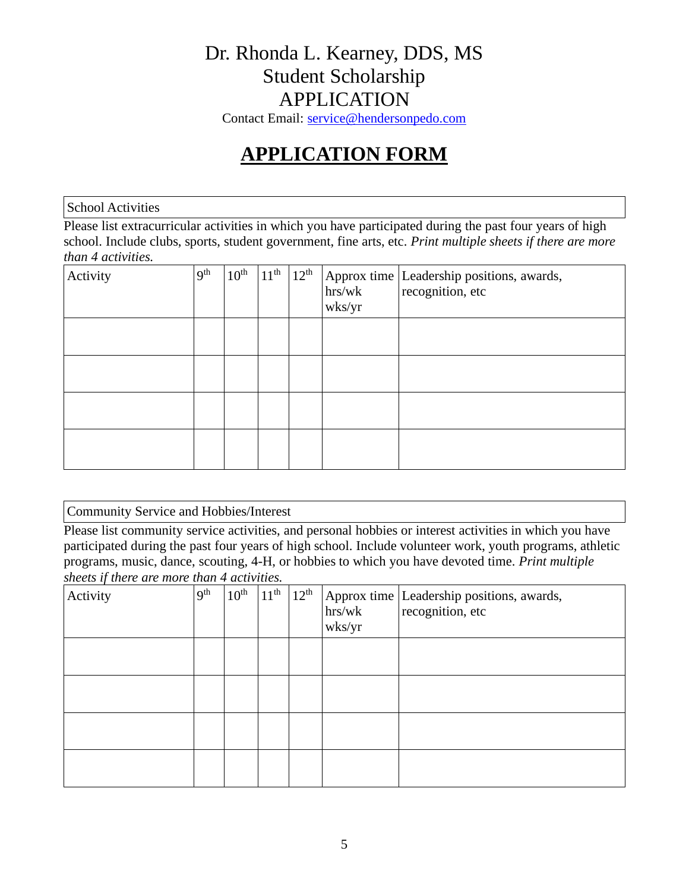Dr. Rhonda L. Kearney, DDS, MS
Student Scholarship
APPLICATION

Contact Email: service@hendersonpedo.com

# APPLICATION FORM

| School Activities |
|---|

Please list extracurricular activities in which you have participated during the past four years of high school. Include clubs, sports, student government, fine arts, etc. *Print multiple sheets if there are more than 4 activities.*

| Activity | 9th | 10th | 11th | 12th | Approx time hrs/wk wks/yr | Leadership positions, awards, recognition, etc |
|---|---|---|---|---|---|---|
| | | | | | | |
| | | | | | | |
| | | | | | | |
| | | | | | | |

| Community Service and Hobbies/Interest |
|---|

Please list community service activities, and personal hobbies or interest activities in which you have participated during the past four years of high school. Include volunteer work, youth programs, athletic programs, music, dance, scouting, 4-H, or hobbies to which you have devoted time. *Print multiple sheets if there are more than 4 activities.*

| Activity | 9th | 10th | 11th | 12th | Approx time hrs/wk wks/yr | Leadership positions, awards, recognition, etc |
|---|---|---|---|---|---|---|
| | | | | | | |
| | | | | | | |
| | | | | | | |
| | | | | | | |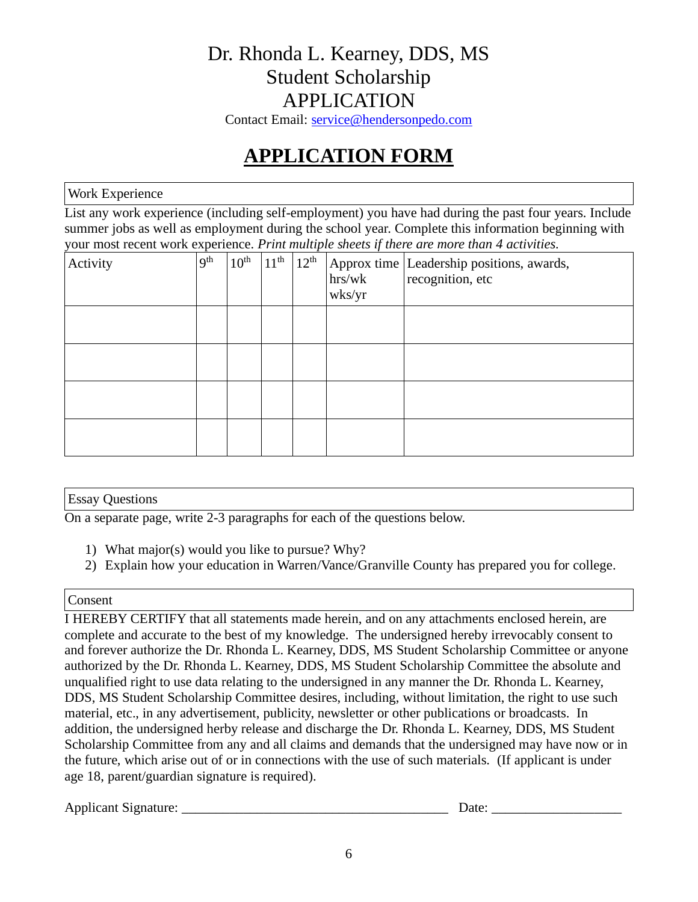# Dr. Rhonda L. Kearney, DDS, MS
# Student Scholarship
# APPLICATION

Contact Email: service@hendersonpedo.com

## APPLICATION FORM

**Work Experience**

List any work experience (including self-employment) you have had during the past four years. Include summer jobs as well as employment during the school year. Complete this information beginning with your most recent work experience. *Print multiple sheets if there are more than 4 activities.*

| Activity | 9th | 10th | 11th | 12th | Approx time hrs/wk wks/yr | Leadership positions, awards, recognition, etc |
|---|---|---|---|---|---|---|
| | | | | | | |
| | | | | | | |
| | | | | | | |
| | | | | | | |

**Essay Questions**

On a separate page, write 2-3 paragraphs for each of the questions below.

1) What major(s) would you like to pursue? Why?
2) Explain how your education in Warren/Vance/Granville County has prepared you for college.

**Consent**

I HEREBY CERTIFY that all statements made herein, and on any attachments enclosed herein, are complete and accurate to the best of my knowledge. The undersigned hereby irrevocably consent to and forever authorize the Dr. Rhonda L. Kearney, DDS, MS Student Scholarship Committee or anyone authorized by the Dr. Rhonda L. Kearney, DDS, MS Student Scholarship Committee the absolute and unqualified right to use data relating to the undersigned in any manner the Dr. Rhonda L. Kearney, DDS, MS Student Scholarship Committee desires, including, without limitation, the right to use such material, etc., in any advertisement, publicity, newsletter or other publications or broadcasts. In addition, the undersigned herby release and discharge the Dr. Rhonda L. Kearney, DDS, MS Student Scholarship Committee from any and all claims and demands that the undersigned may have now or in the future, which arise out of or in connections with the use of such materials. (If applicant is under age 18, parent/guardian signature is required).

Applicant Signature: ______________________________________ Date: __________________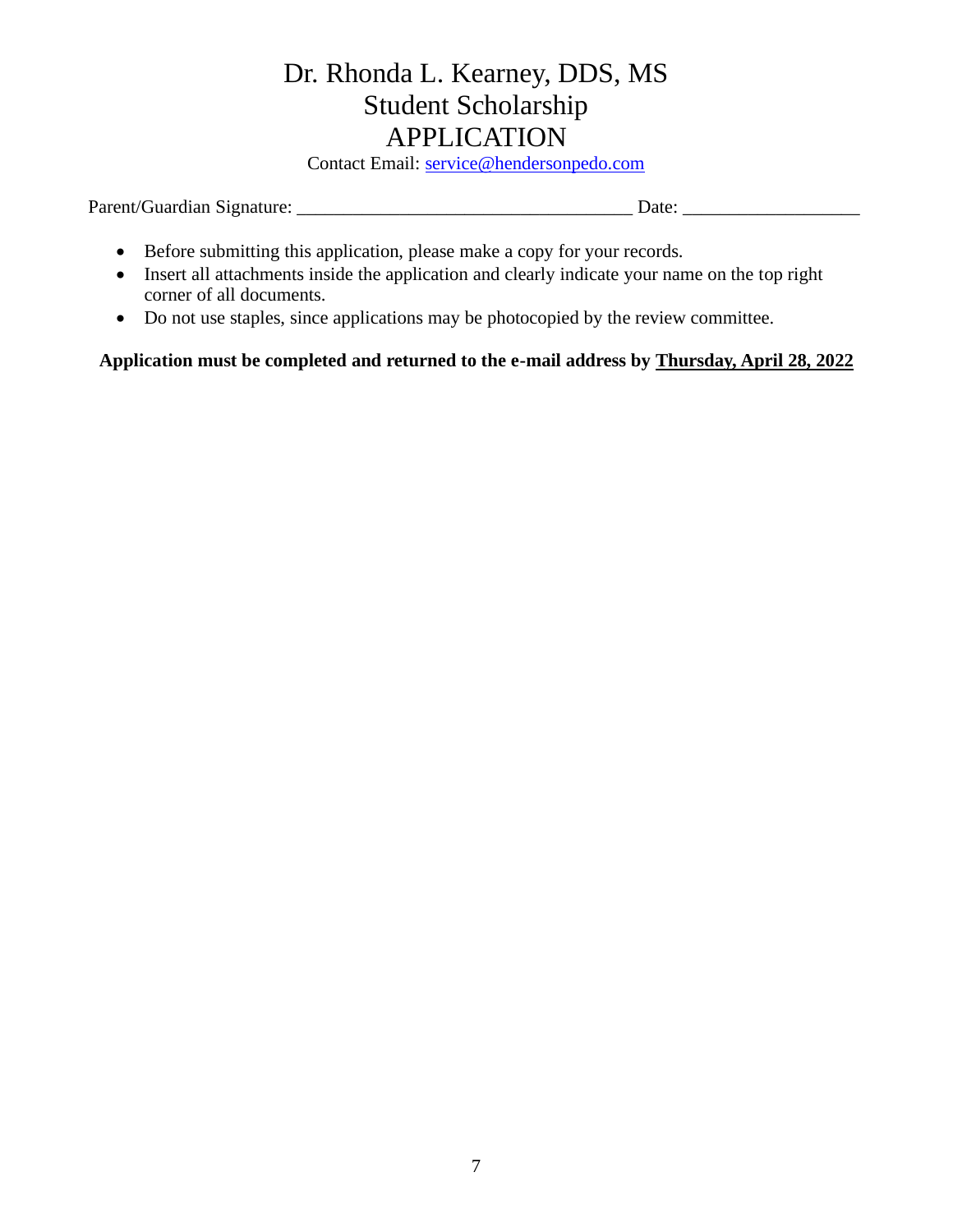# Dr. Rhonda L. Kearney, DDS, MS
# Student Scholarship
# APPLICATION

Contact Email: service@hendersonpedo.com

Parent/Guardian Signature: ___________________________________ Date: __________________

- Before submitting this application, please make a copy for your records.
- Insert all attachments inside the application and clearly indicate your name on the top right corner of all documents.
- Do not use staples, since applications may be photocopied by the review committee.

**Application must be completed and returned to the e-mail address by Thursday, April 28, 2022**